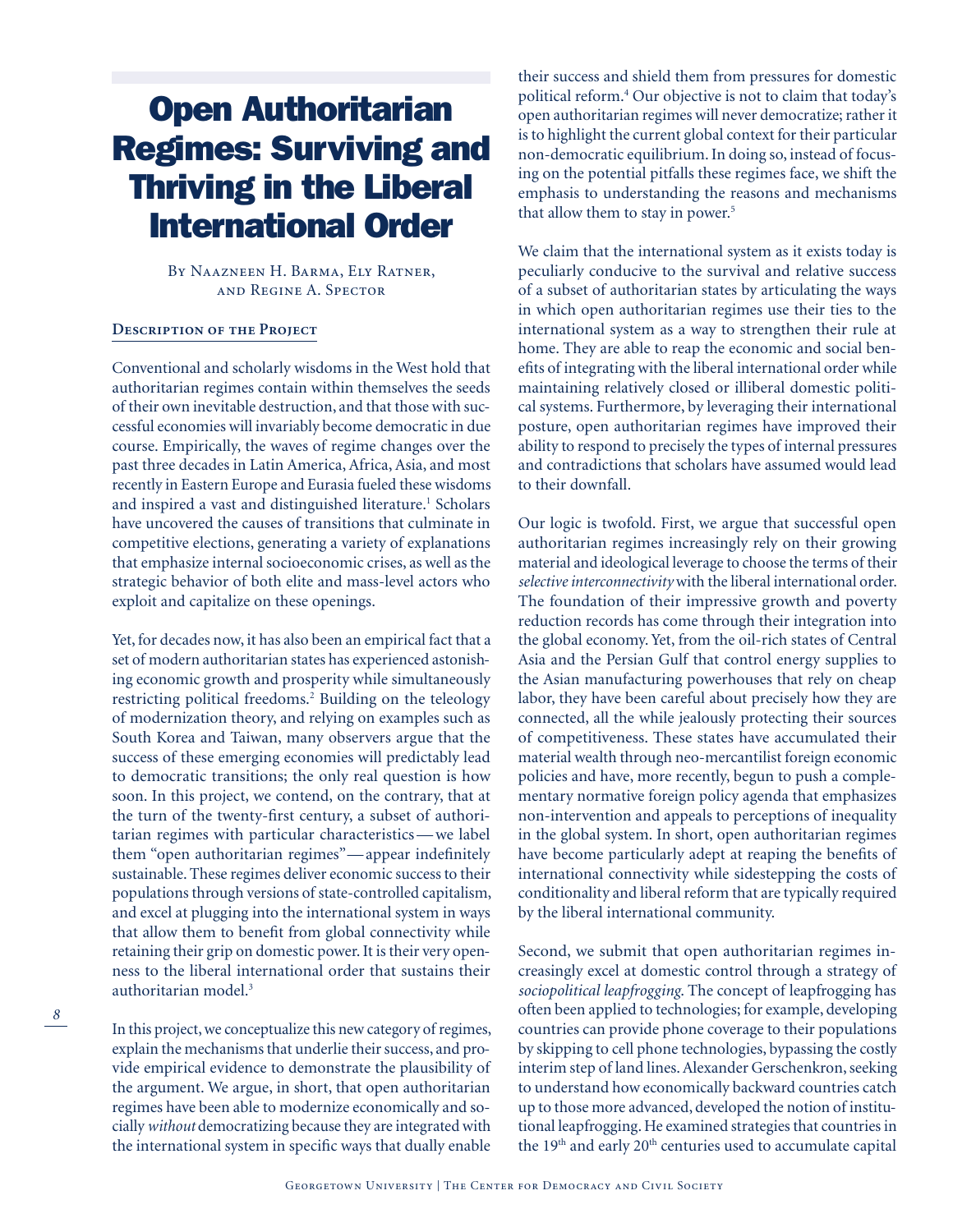# Open Authoritarian Regimes: Surviving and Thriving in the Liberal International Order

By Naazneen H. Barma, Ely Ratner, and Regine A. Spector

## Description of the Project

Conventional and scholarly wisdoms in the West hold that authoritarian regimes contain within themselves the seeds of their own inevitable destruction, and that those with successful economies will invariably become democratic in due course. Empirically, the waves of regime changes over the past three decades in Latin America, Africa, Asia, and most recently in Eastern Europe and Eurasia fueled these wisdoms and inspired a vast and distinguished literature.[1] Scholars have uncovered the causes of transitions that culminate in competitive elections, generating a variety of explanations that emphasize internal socioeconomic crises, as well as the strategic behavior of both elite and mass-level actors who exploit and capitalize on these openings.

Yet, for decades now, it has also been an empirical fact that a set of modern authoritarian states has experienced astonishing economic growth and prosperity while simultaneously restricting political freedoms.[2] Building on the teleology of modernization theory, and relying on examples such as South Korea and Taiwan, many observers argue that the success of these emerging economies will predictably lead to democratic transitions; the only real question is how soon. In this project, we contend, on the contrary, that at the turn of the twenty-first century, a subset of authoritarian regimes with particular characteristics—we label them "open authoritarian regimes"—appear indefinitely sustainable. These regimes deliver economic success to their populations through versions of state-controlled capitalism, and excel at plugging into the international system in ways that allow them to benefit from global connectivity while retaining their grip on domestic power. It is their very openness to the liberal international order that sustains their authoritarian model.[3]

In this project, we conceptualize this new category of regimes, explain the mechanisms that underlie their success, and provide empirical evidence to demonstrate the plausibility of the argument. We argue, in short, that open authoritarian regimes have been able to modernize economically and socially *without* democratizing because they are integrated with the international system in specific ways that dually enable their success and shield them from pressures for domestic political reform.[4] Our objective is not to claim that today's open authoritarian regimes will never democratize; rather it is to highlight the current global context for their particular non-democratic equilibrium. In doing so, instead of focusing on the potential pitfalls these regimes face, we shift the emphasis to understanding the reasons and mechanisms that allow them to stay in power.[5]

We claim that the international system as it exists today is peculiarly conducive to the survival and relative success of a subset of authoritarian states by articulating the ways in which open authoritarian regimes use their ties to the international system as a way to strengthen their rule at home. They are able to reap the economic and social benefits of integrating with the liberal international order while maintaining relatively closed or illiberal domestic political systems. Furthermore, by leveraging their international posture, open authoritarian regimes have improved their ability to respond to precisely the types of internal pressures and contradictions that scholars have assumed would lead to their downfall.

Our logic is twofold. First, we argue that successful open authoritarian regimes increasingly rely on their growing material and ideological leverage to choose the terms of their *selective interconnectivity* with the liberal international order. The foundation of their impressive growth and poverty reduction records has come through their integration into the global economy. Yet, from the oil-rich states of Central Asia and the Persian Gulf that control energy supplies to the Asian manufacturing powerhouses that rely on cheap labor, they have been careful about precisely how they are connected, all the while jealously protecting their sources of competitiveness. These states have accumulated their material wealth through neo-mercantilist foreign economic policies and have, more recently, begun to push a complementary normative foreign policy agenda that emphasizes non-intervention and appeals to perceptions of inequality in the global system. In short, open authoritarian regimes have become particularly adept at reaping the benefits of international connectivity while sidestepping the costs of conditionality and liberal reform that are typically required by the liberal international community.

Second, we submit that open authoritarian regimes increasingly excel at domestic control through a strategy of *sociopolitical leapfrogging*. The concept of leapfrogging has often been applied to technologies; for example, developing countries can provide phone coverage to their populations by skipping to cell phone technologies, bypassing the costly interim step of land lines. Alexander Gerschenkron, seeking to understand how economically backward countries catch up to those more advanced, developed the notion of institutional leapfrogging. He examined strategies that countries in the 19th and early 20th centuries used to accumulate capital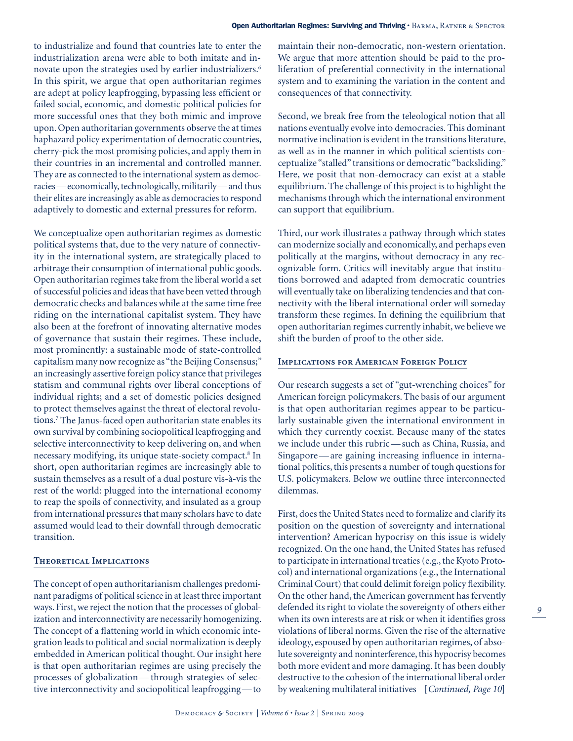to industrialize and found that countries late to enter the industrialization arena were able to both imitate and innovate upon the strategies used by earlier industrializers.[6] In this spirit, we argue that open authoritarian regimes are adept at policy leapfrogging, bypassing less efficient or failed social, economic, and domestic political policies for more successful ones that they both mimic and improve upon. Open authoritarian governments observe the at times haphazard policy experimentation of democratic countries, cherry-pick the most promising policies, and apply them in their countries in an incremental and controlled manner. They are as connected to the international system as democracies — economically, technologically, militarily — and thus their elites are increasingly as able as democracies to respond adaptively to domestic and external pressures for reform.

We conceptualize open authoritarian regimes as domestic political systems that, due to the very nature of connectivity in the international system, are strategically placed to arbitrage their consumption of international public goods. Open authoritarian regimes take from the liberal world a set of successful policies and ideas that have been vetted through democratic checks and balances while at the same time free riding on the international capitalist system. They have also been at the forefront of innovating alternative modes of governance that sustain their regimes. These include, most prominently: a sustainable mode of state-controlled capitalism many now recognize as "the Beijing Consensus;" an increasingly assertive foreign policy stance that privileges statism and communal rights over liberal conceptions of individual rights; and a set of domestic policies designed to protect themselves against the threat of electoral revolutions.[7] The Janus-faced open authoritarian state enables its own survival by combining sociopolitical leapfrogging and selective interconnectivity to keep delivering on, and when necessary modifying, its unique state-society compact.[8] In short, open authoritarian regimes are increasingly able to sustain themselves as a result of a dual posture vis-à-vis the rest of the world: plugged into the international economy to reap the spoils of connectivity, and insulated as a group from international pressures that many scholars have to date assumed would lead to their downfall through democratic transition.

## Theoretical Implications

The concept of open authoritarianism challenges predominant paradigms of political science in at least three important ways. First, we reject the notion that the processes of globalization and interconnectivity are necessarily homogenizing. The concept of a flattening world in which economic integration leads to political and social normalization is deeply embedded in American political thought. Our insight here is that open authoritarian regimes are using precisely the processes of globalization — through strategies of selective interconnectivity and sociopolitical leapfrogging — to maintain their non-democratic, non-western orientation. We argue that more attention should be paid to the proliferation of preferential connectivity in the international system and to examining the variation in the content and consequences of that connectivity.

Second, we break free from the teleological notion that all nations eventually evolve into democracies. This dominant normative inclination is evident in the transitions literature, as well as in the manner in which political scientists conceptualize "stalled" transitions or democratic "backsliding." Here, we posit that non-democracy can exist at a stable equilibrium. The challenge of this project is to highlight the mechanisms through which the international environment can support that equilibrium.

Third, our work illustrates a pathway through which states can modernize socially and economically, and perhaps even politically at the margins, without democracy in any recognizable form. Critics will inevitably argue that institutions borrowed and adapted from democratic countries will eventually take on liberalizing tendencies and that connectivity with the liberal international order will someday transform these regimes. In defining the equilibrium that open authoritarian regimes currently inhabit, we believe we shift the burden of proof to the other side.

## Implications for American Foreign Policy

Our research suggests a set of "gut-wrenching choices" for American foreign policymakers. The basis of our argument is that open authoritarian regimes appear to be particularly sustainable given the international environment in which they currently coexist. Because many of the states we include under this rubric — such as China, Russia, and Singapore — are gaining increasing influence in international politics, this presents a number of tough questions for U.S. policymakers. Below we outline three interconnected dilemmas.

First, does the United States need to formalize and clarify its position on the question of sovereignty and international intervention? American hypocrisy on this issue is widely recognized. On the one hand, the United States has refused to participate in international treaties (e.g., the Kyoto Protocol) and international organizations (e.g., the International Criminal Court) that could delimit foreign policy flexibility. On the other hand, the American government has fervently defended its right to violate the sovereignty of others either when its own interests are at risk or when it identifies gross violations of liberal norms. Given the rise of the alternative ideology, espoused by open authoritarian regimes, of absolute sovereignty and noninterference, this hypocrisy becomes both more evident and more damaging. It has been doubly destructive to the cohesion of the international liberal order by weakening multilateral initiatives [*Continued, Page 10*]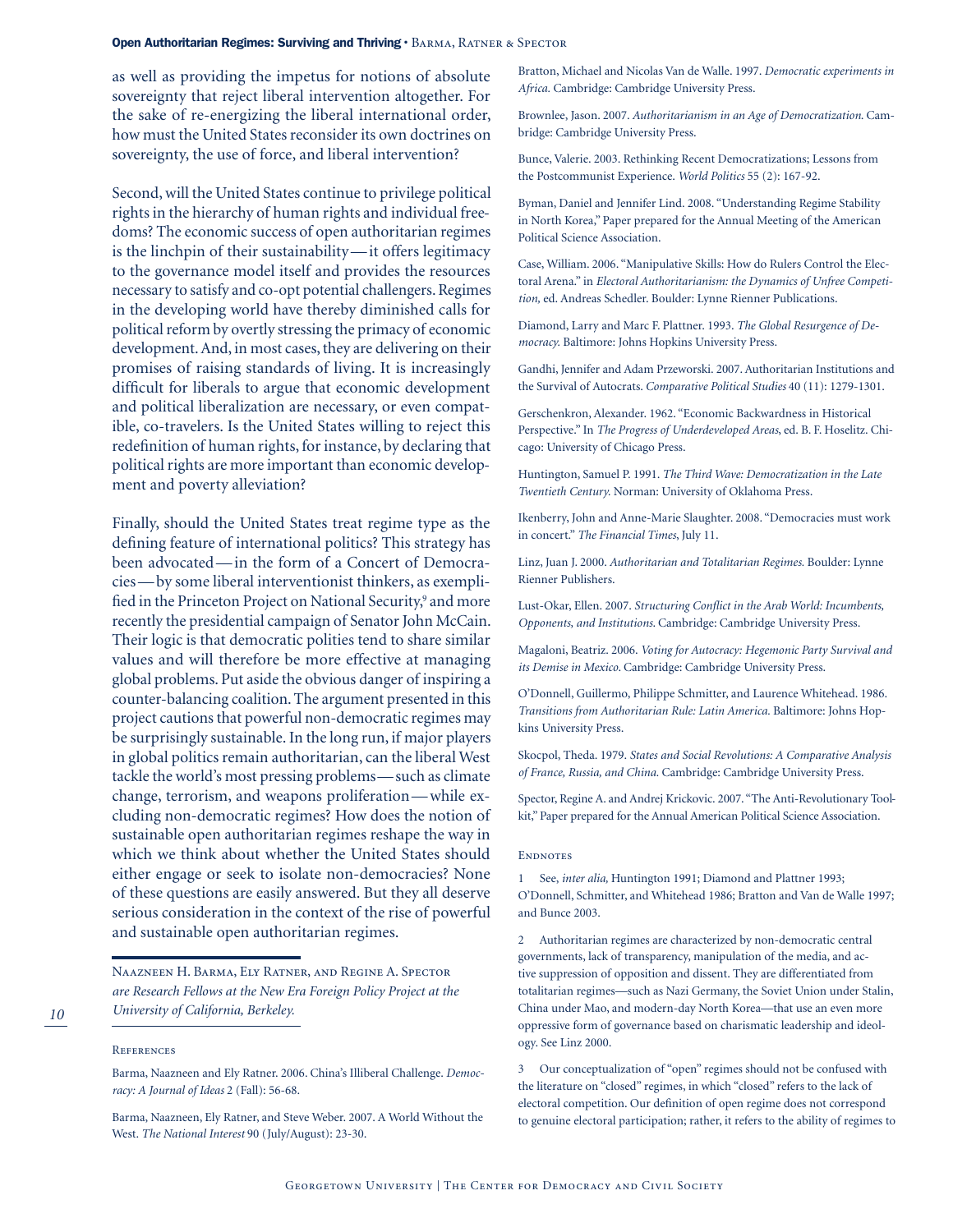as well as providing the impetus for notions of absolute sovereignty that reject liberal intervention altogether. For the sake of re-energizing the liberal international order, how must the United States reconsider its own doctrines on sovereignty, the use of force, and liberal intervention?

Second, will the United States continue to privilege political rights in the hierarchy of human rights and individual freedoms? The economic success of open authoritarian regimes is the linchpin of their sustainability—it offers legitimacy to the governance model itself and provides the resources necessary to satisfy and co-opt potential challengers. Regimes in the developing world have thereby diminished calls for political reform by overtly stressing the primacy of economic development. And, in most cases, they are delivering on their promises of raising standards of living. It is increasingly difficult for liberals to argue that economic development and political liberalization are necessary, or even compatible, co-travelers. Is the United States willing to reject this redefinition of human rights, for instance, by declaring that political rights are more important than economic development and poverty alleviation?

Finally, should the United States treat regime type as the defining feature of international politics? This strategy has been advocated—in the form of a Concert of Democracies—by some liberal interventionist thinkers, as exemplified in the Princeton Project on National Security,[9] and more recently the presidential campaign of Senator John McCain. Their logic is that democratic polities tend to share similar values and will therefore be more effective at managing global problems. Put aside the obvious danger of inspiring a counter-balancing coalition. The argument presented in this project cautions that powerful non-democratic regimes may be surprisingly sustainable. In the long run, if major players in global politics remain authoritarian, can the liberal West tackle the world's most pressing problems—such as climate change, terrorism, and weapons proliferation—while excluding non-democratic regimes? How does the notion of sustainable open authoritarian regimes reshape the way in which we think about whether the United States should either engage or seek to isolate non-democracies? None of these questions are easily answered. But they all deserve serious consideration in the context of the rise of powerful and sustainable open authoritarian regimes.

---

Naazneen H. Barma, Ely Ratner, and Regine A. Spector *are Research Fellows at the New Era Foreign Policy Project at the University of California, Berkeley.*

---

## References

Barma, Naazneen and Ely Ratner. 2006. China's Illiberal Challenge. *Democracy: A Journal of Ideas* 2 (Fall): 56-68.

Barma, Naazneen, Ely Ratner, and Steve Weber. 2007. A World Without the West. *The National Interest* 90 (July/August): 23-30.

Bratton, Michael and Nicolas Van de Walle. 1997. *Democratic experiments in Africa.* Cambridge: Cambridge University Press.

Brownlee, Jason. 2007. *Authoritarianism in an Age of Democratization.* Cambridge: Cambridge University Press.

Bunce, Valerie. 2003. Rethinking Recent Democratizations; Lessons from the Postcommunist Experience. *World Politics* 55 (2): 167-92.

Byman, Daniel and Jennifer Lind. 2008. "Understanding Regime Stability in North Korea," Paper prepared for the Annual Meeting of the American Political Science Association.

Case, William. 2006. "Manipulative Skills: How do Rulers Control the Electoral Arena." in *Electoral Authoritarianism: the Dynamics of Unfree Competition,* ed. Andreas Schedler. Boulder: Lynne Rienner Publications.

Diamond, Larry and Marc F. Plattner. 1993. *The Global Resurgence of Democracy.* Baltimore: Johns Hopkins University Press.

Gandhi, Jennifer and Adam Przeworski. 2007. Authoritarian Institutions and the Survival of Autocrats. *Comparative Political Studies* 40 (11): 1279-1301.

Gerschenkron, Alexander. 1962. "Economic Backwardness in Historical Perspective." In *The Progress of Underdeveloped Areas,* ed. B. F. Hoselitz. Chicago: University of Chicago Press.

Huntington, Samuel P. 1991. *The Third Wave: Democratization in the Late Twentieth Century.* Norman: University of Oklahoma Press.

Ikenberry, John and Anne-Marie Slaughter. 2008. "Democracies must work in concert." *The Financial Times*, July 11.

Linz, Juan J. 2000. *Authoritarian and Totalitarian Regimes.* Boulder: Lynne Rienner Publishers.

Lust-Okar, Ellen. 2007. *Structuring Conflict in the Arab World: Incumbents, Opponents, and Institutions.* Cambridge: Cambridge University Press.

Magaloni, Beatriz. 2006. *Voting for Autocracy: Hegemonic Party Survival and its Demise in Mexico.* Cambridge: Cambridge University Press.

O'Donnell, Guillermo, Philippe Schmitter, and Laurence Whitehead. 1986. *Transitions from Authoritarian Rule: Latin America.* Baltimore: Johns Hopkins University Press.

Skocpol, Theda. 1979. *States and Social Revolutions: A Comparative Analysis of France, Russia, and China.* Cambridge: Cambridge University Press.

Spector, Regine A. and Andrej Krickovic. 2007. "The Anti-Revolutionary Toolkit," Paper prepared for the Annual American Political Science Association.

## Endnotes

1 See, *inter alia,* Huntington 1991; Diamond and Plattner 1993; O'Donnell, Schmitter, and Whitehead 1986; Bratton and Van de Walle 1997; and Bunce 2003.

2 Authoritarian regimes are characterized by non-democratic central governments, lack of transparency, manipulation of the media, and active suppression of opposition and dissent. They are differentiated from totalitarian regimes—such as Nazi Germany, the Soviet Union under Stalin, China under Mao, and modern-day North Korea—that use an even more oppressive form of governance based on charismatic leadership and ideology. See Linz 2000.

3 Our conceptualization of "open" regimes should not be confused with the literature on "closed" regimes, in which "closed" refers to the lack of electoral competition. Our definition of open regime does not correspond to genuine electoral participation; rather, it refers to the ability of regimes to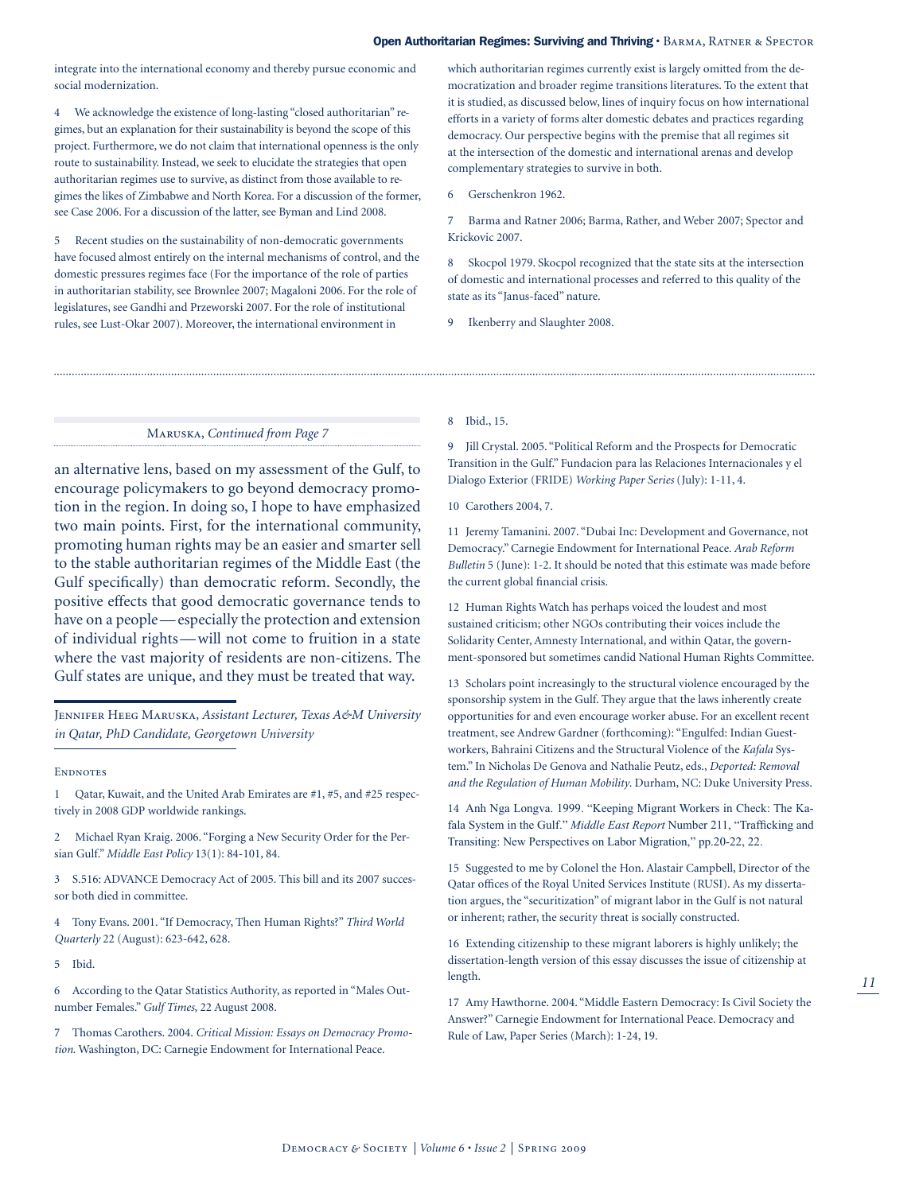integrate into the international economy and thereby pursue economic and social modernization.

4 We acknowledge the existence of long-lasting "closed authoritarian" regimes, but an explanation for their sustainability is beyond the scope of this project. Furthermore, we do not claim that international openness is the only route to sustainability. Instead, we seek to elucidate the strategies that open authoritarian regimes use to survive, as distinct from those available to regimes the likes of Zimbabwe and North Korea. For a discussion of the former, see Case 2006. For a discussion of the latter, see Byman and Lind 2008.

5 Recent studies on the sustainability of non-democratic governments have focused almost entirely on the internal mechanisms of control, and the domestic pressures regimes face (For the importance of the role of parties in authoritarian stability, see Brownlee 2007; Magaloni 2006. For the role of legislatures, see Gandhi and Przeworski 2007. For the role of institutional rules, see Lust-Okar 2007). Moreover, the international environment in which authoritarian regimes currently exist is largely omitted from the democratization and broader regime transitions literatures. To the extent that it is studied, as discussed below, lines of inquiry focus on how international efforts in a variety of forms alter domestic debates and practices regarding democracy. Our perspective begins with the premise that all regimes sit at the intersection of the domestic and international arenas and develop complementary strategies to survive in both.

6 Gerschenkron 1962.

7 Barma and Ratner 2006; Barma, Rather, and Weber 2007; Spector and Krickovic 2007.

8 Skocpol 1979. Skocpol recognized that the state sits at the intersection of domestic and international processes and referred to this quality of the state as its "Janus-faced" nature.

9 Ikenberry and Slaughter 2008.

---

Maruska, *Continued from Page 7*

an alternative lens, based on my assessment of the Gulf, to encourage policymakers to go beyond democracy promotion in the region. In doing so, I hope to have emphasized two main points. First, for the international community, promoting human rights may be an easier and smarter sell to the stable authoritarian regimes of the Middle East (the Gulf specifically) than democratic reform. Secondly, the positive effects that good democratic governance tends to have on a people—especially the protection and extension of individual rights—will not come to fruition in a state where the vast majority of residents are non-citizens. The Gulf states are unique, and they must be treated that way.

Jennifer Heeg Maruska, *Assistant Lecturer, Texas A&M University in Qatar, PhD Candidate, Georgetown University*

### Endnotes

1 Qatar, Kuwait, and the United Arab Emirates are #1, #5, and #25 respectively in 2008 GDP worldwide rankings.

2 Michael Ryan Kraig. 2006. "Forging a New Security Order for the Persian Gulf." *Middle East Policy* 13(1): 84-101, 84.

3 S.516: ADVANCE Democracy Act of 2005. This bill and its 2007 successor both died in committee.

4 Tony Evans. 2001. "If Democracy, Then Human Rights?" *Third World Quarterly* 22 (August): 623-642, 628.

5 Ibid.

6 According to the Qatar Statistics Authority, as reported in "Males Outnumber Females." *Gulf Times,* 22 August 2008.

7 Thomas Carothers. 2004. *Critical Mission: Essays on Democracy Promotion.* Washington, DC: Carnegie Endowment for International Peace.

8 Ibid., 15.

9 Jill Crystal. 2005. "Political Reform and the Prospects for Democratic Transition in the Gulf." Fundacion para las Relaciones Internacionales y el Dialogo Exterior (FRIDE) *Working Paper Series* (July): 1-11, 4.

10 Carothers 2004, 7.

11 Jeremy Tamanini. 2007. "Dubai Inc: Development and Governance, not Democracy." Carnegie Endowment for International Peace. *Arab Reform Bulletin* 5 (June): 1-2. It should be noted that this estimate was made before the current global financial crisis.

12 Human Rights Watch has perhaps voiced the loudest and most sustained criticism; other NGOs contributing their voices include the Solidarity Center, Amnesty International, and within Qatar, the government-sponsored but sometimes candid National Human Rights Committee.

13 Scholars point increasingly to the structural violence encouraged by the sponsorship system in the Gulf. They argue that the laws inherently create opportunities for and even encourage worker abuse. For an excellent recent treatment, see Andrew Gardner (forthcoming): "Engulfed: Indian Guest-workers, Bahraini Citizens and the Structural Violence of the *Kafala* System." In Nicholas De Genova and Nathalie Peutz, eds., *Deported: Removal and the Regulation of Human Mobility*. Durham, NC: Duke University Press.

14 Anh Nga Longva. 1999. "Keeping Migrant Workers in Check: The Kafala System in the Gulf." *Middle East Report* Number 211, "Trafficking and Transiting: New Perspectives on Labor Migration," pp.20-22, 22.

15 Suggested to me by Colonel the Hon. Alastair Campbell, Director of the Qatar offices of the Royal United Services Institute (RUSI). As my dissertation argues, the "securitization" of migrant labor in the Gulf is not natural or inherent; rather, the security threat is socially constructed.

16 Extending citizenship to these migrant laborers is highly unlikely; the dissertation-length version of this essay discusses the issue of citizenship at length.

17 Amy Hawthorne. 2004. "Middle Eastern Democracy: Is Civil Society the Answer?" Carnegie Endowment for International Peace. Democracy and Rule of Law, Paper Series (March): 1-24, 19.